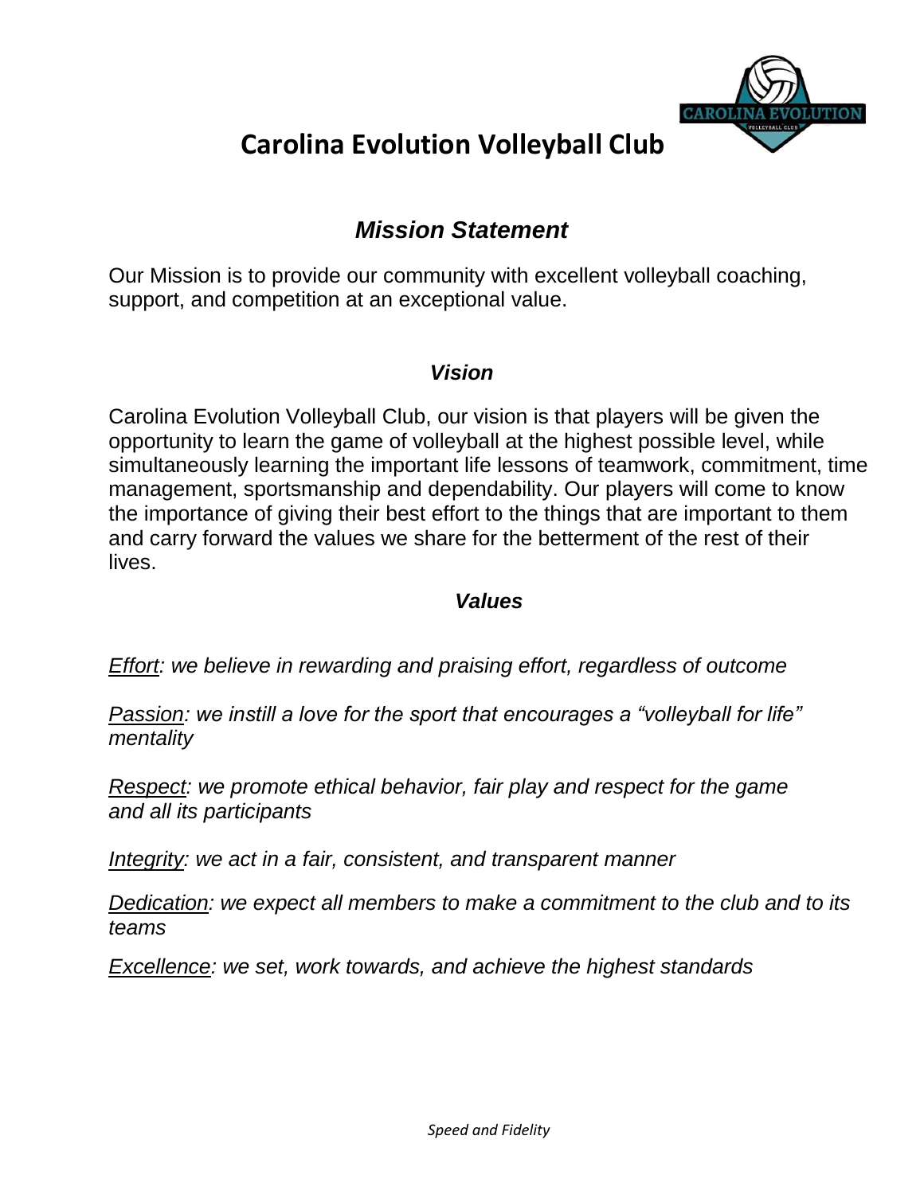# Carolina Evolution Volleyball Club

## *Mission Statement*

Our Mission is to provide our community with excellent volleyball coaching, support, and competition at an exceptional value.

### *Vision*

Carolina Evolution Volleyball Club, our vision is that players will be given the opportunity to learn the game of volleyball at the highest possible level, while simultaneously learning the important life lessons of teamwork, commitment, time management, sportsmanship and dependability. Our players will come to know the importance of giving their best effort to the things that are important to them and carry forward the values we share for the betterment of the rest of their lives.

### *Values*

*Effort: we believe in rewarding and praising effort, regardless of outcome*

*Passion: we instill a love for the sport that encourages a "volleyball for life" mentality*

*Respect: we promote ethical behavior, fair play and respect for the game and all its participants*

*Integrity: we act in a fair, consistent, and transparent manner*

*Dedication: we expect all members to make a commitment to the club and to its teams*

*Excellence: we set, work towards, and achieve the highest standards*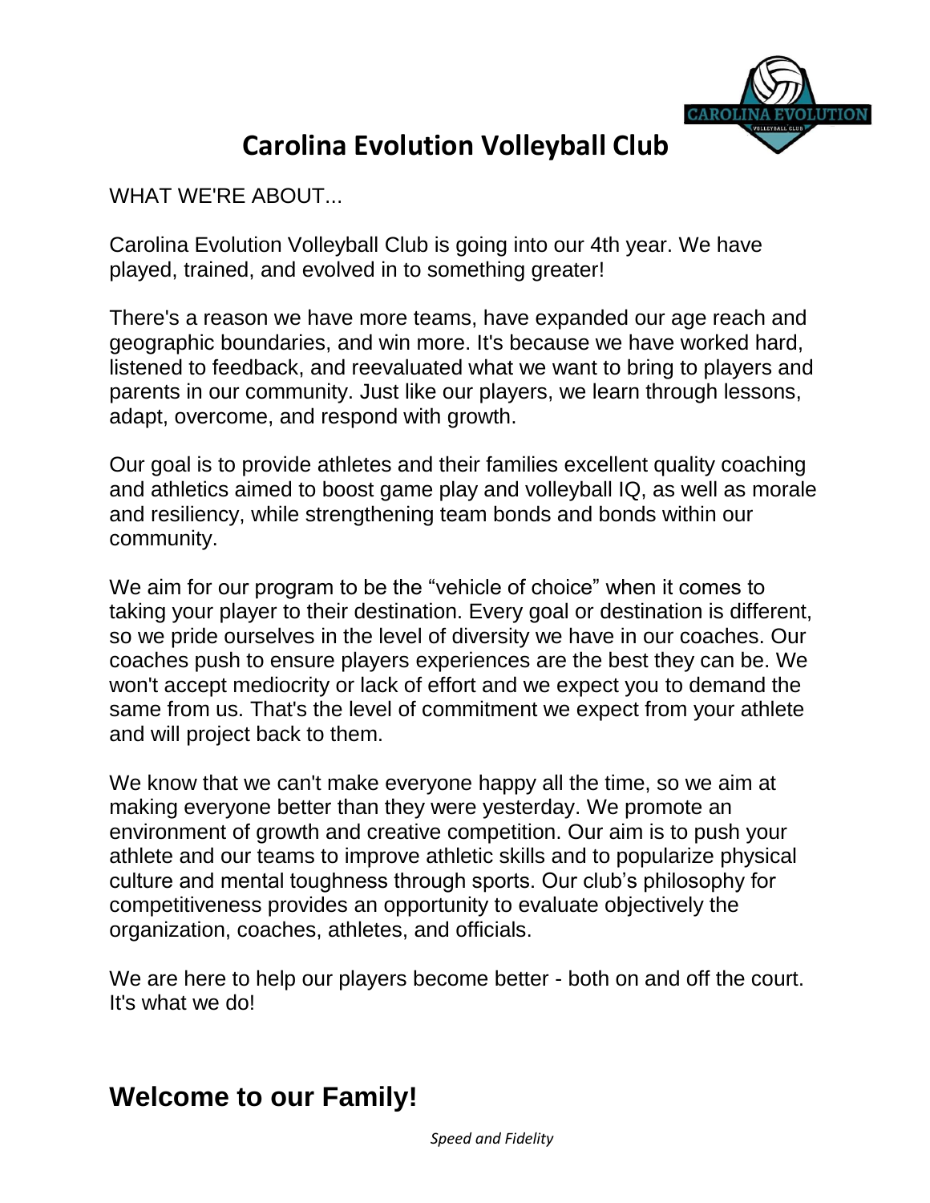# Carolina Evolution Volleyball Club

WHAT WE'RE ABOUT...

Carolina Evolution Volleyball Club is going into our 4th year. We have played, trained, and evolved in to something greater!

There's a reason we have more teams, have expanded our age reach and geographic boundaries, and win more. It's because we have worked hard, listened to feedback, and reevaluated what we want to bring to players and parents in our community. Just like our players, we learn through lessons, adapt, overcome, and respond with growth.

Our goal is to provide athletes and their families excellent quality coaching and athletics aimed to boost game play and volleyball IQ, as well as morale and resiliency, while strengthening team bonds and bonds within our community.

We aim for our program to be the "vehicle of choice" when it comes to taking your player to their destination. Every goal or destination is different, so we pride ourselves in the level of diversity we have in our coaches. Our coaches push to ensure players experiences are the best they can be. We won't accept mediocrity or lack of effort and we expect you to demand the same from us. That's the level of commitment we expect from your athlete and will project back to them.

We know that we can't make everyone happy all the time, so we aim at making everyone better than they were yesterday. We promote an environment of growth and creative competition. Our aim is to push your athlete and our teams to improve athletic skills and to popularize physical culture and mental toughness through sports. Our club's philosophy for competitiveness provides an opportunity to evaluate objectively the organization, coaches, athletes, and officials.

We are here to help our players become better - both on and off the court. It's what we do!

## Welcome to our Family!

*Speed and Fidelity*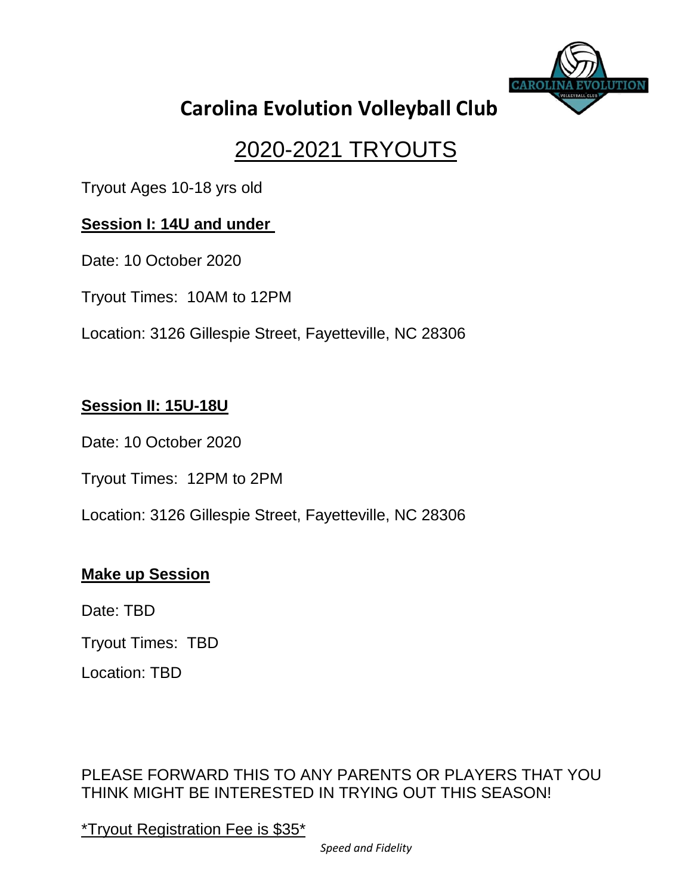# Carolina Evolution Volleyball Club

## 2020-2021 TRYOUTS

Tryout Ages 10-18 yrs old

**Session I: 14U and under**

Date: 10 October 2020

Tryout Times: 10AM to 12PM

Location: 3126 Gillespie Street, Fayetteville, NC 28306

**Session II: 15U-18U**

Date: 10 October 2020

Tryout Times: 12PM to 2PM

Location: 3126 Gillespie Street, Fayetteville, NC 28306

**Make up Session**

Date: TBD

Tryout Times: TBD

Location: TBD

PLEASE FORWARD THIS TO ANY PARENTS OR PLAYERS THAT YOU THINK MIGHT BE INTERESTED IN TRYING OUT THIS SEASON!

*Tryout Registration Fee is $35*

*Speed and Fidelity*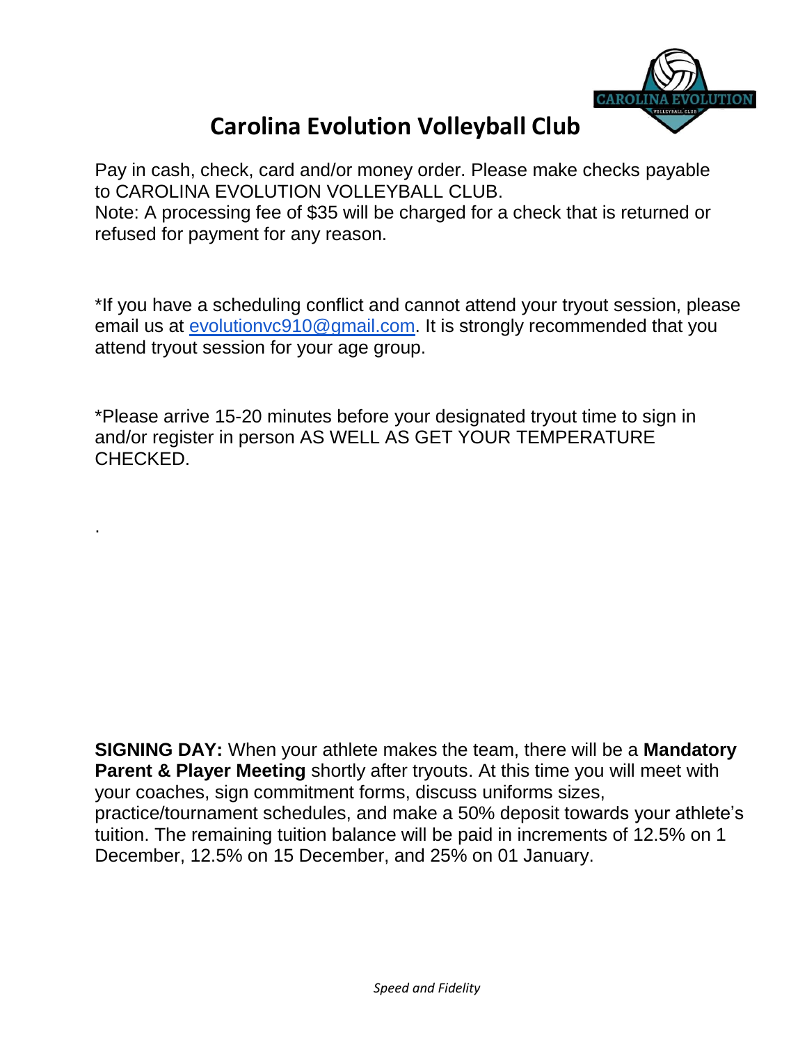# Carolina Evolution Volleyball Club

Pay in cash, check, card and/or money order. Please make checks payable to CAROLINA EVOLUTION VOLLEYBALL CLUB.
Note: A processing fee of $35 will be charged for a check that is returned or refused for payment for any reason.

*If you have a scheduling conflict and cannot attend your tryout session, please email us at evolutionvc910@gmail.com. It is strongly recommended that you attend tryout session for your age group.

*Please arrive 15-20 minutes before your designated tryout time to sign in and/or register in person AS WELL AS GET YOUR TEMPERATURE CHECKED.

.

**SIGNING DAY:** When your athlete makes the team, there will be a **Mandatory Parent & Player Meeting** shortly after tryouts. At this time you will meet with your coaches, sign commitment forms, discuss uniforms sizes, practice/tournament schedules, and make a 50% deposit towards your athlete's tuition. The remaining tuition balance will be paid in increments of 12.5% on 1 December, 12.5% on 15 December, and 25% on 01 January.

*Speed and Fidelity*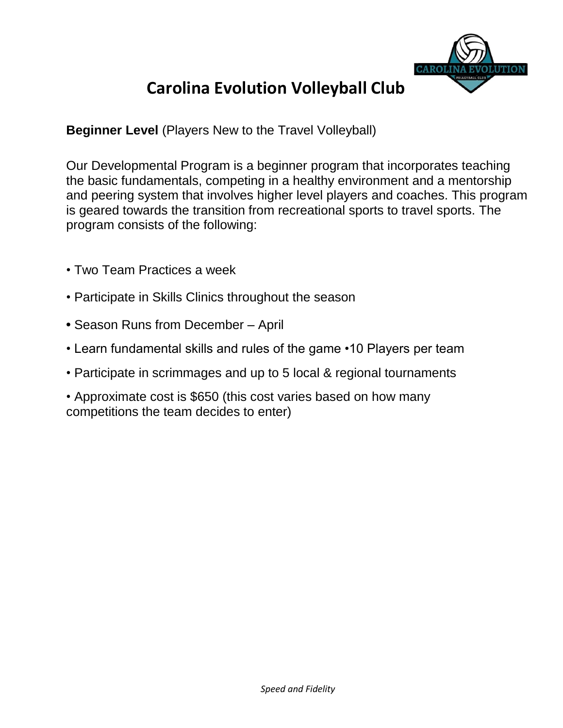# Carolina Evolution Volleyball Club

**Beginner Level** (Players New to the Travel Volleyball)

Our Developmental Program is a beginner program that incorporates teaching the basic fundamentals, competing in a healthy environment and a mentorship and peering system that involves higher level players and coaches. This program is geared towards the transition from recreational sports to travel sports. The program consists of the following:

- Two Team Practices a week
- Participate in Skills Clinics throughout the season
- Season Runs from December – April
- Learn fundamental skills and rules of the game •10 Players per team
- Participate in scrimmages and up to 5 local & regional tournaments
- Approximate cost is $650 (this cost varies based on how many competitions the team decides to enter)

*Speed and Fidelity*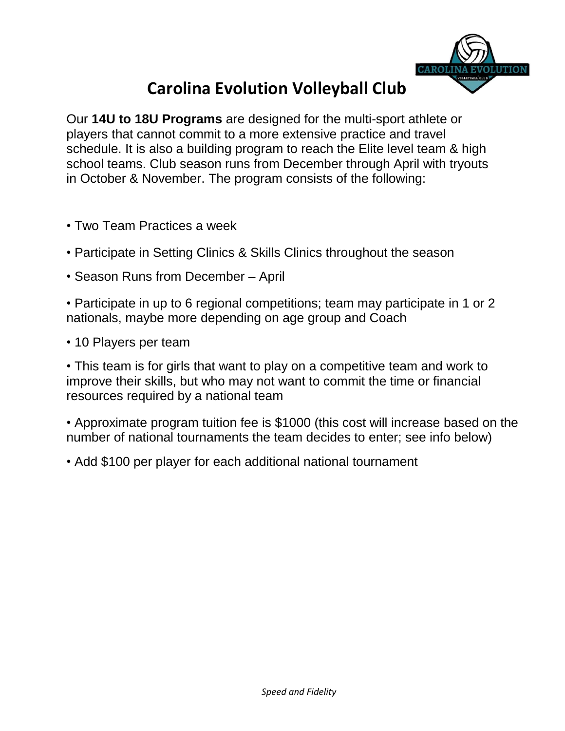# Carolina Evolution Volleyball Club

Our **14U to 18U Programs** are designed for the multi-sport athlete or players that cannot commit to a more extensive practice and travel schedule. It is also a building program to reach the Elite level team & high school teams. Club season runs from December through April with tryouts in October & November. The program consists of the following:

- Two Team Practices a week
- Participate in Setting Clinics & Skills Clinics throughout the season
- Season Runs from December – April
- Participate in up to 6 regional competitions; team may participate in 1 or 2 nationals, maybe more depending on age group and Coach
- 10 Players per team
- This team is for girls that want to play on a competitive team and work to improve their skills, but who may not want to commit the time or financial resources required by a national team
- Approximate program tuition fee is $1000 (this cost will increase based on the number of national tournaments the team decides to enter; see info below)
- Add $100 per player for each additional national tournament

*Speed and Fidelity*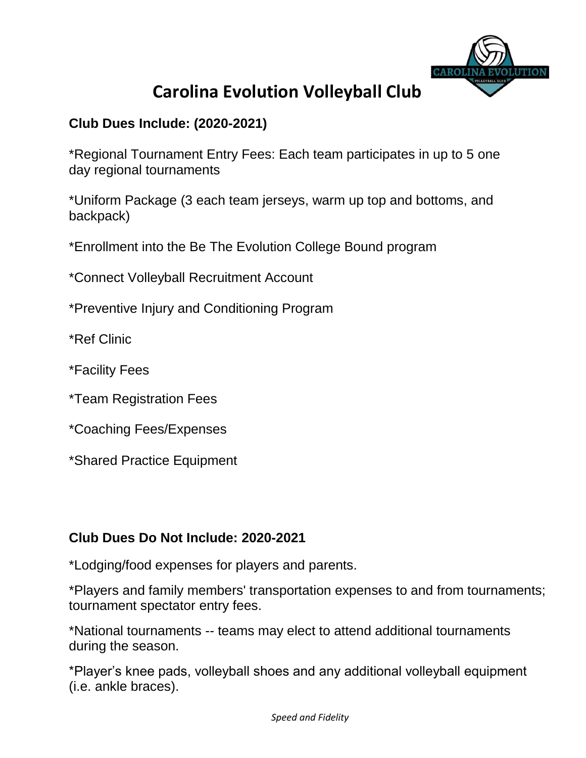# Carolina Evolution Volleyball Club

**Club Dues Include: (2020-2021)**

*Regional Tournament Entry Fees: Each team participates in up to 5 one day regional tournaments

*Uniform Package (3 each team jerseys, warm up top and bottoms, and backpack)

*Enrollment into the Be The Evolution College Bound program

*Connect Volleyball Recruitment Account

*Preventive Injury and Conditioning Program

*Ref Clinic

*Facility Fees

*Team Registration Fees

*Coaching Fees/Expenses

*Shared Practice Equipment

**Club Dues Do Not Include: 2020-2021**

*Lodging/food expenses for players and parents.

*Players and family members' transportation expenses to and from tournaments; tournament spectator entry fees.

*National tournaments -- teams may elect to attend additional tournaments during the season.

*Player's knee pads, volleyball shoes and any additional volleyball equipment (i.e. ankle braces).

*Speed and Fidelity*